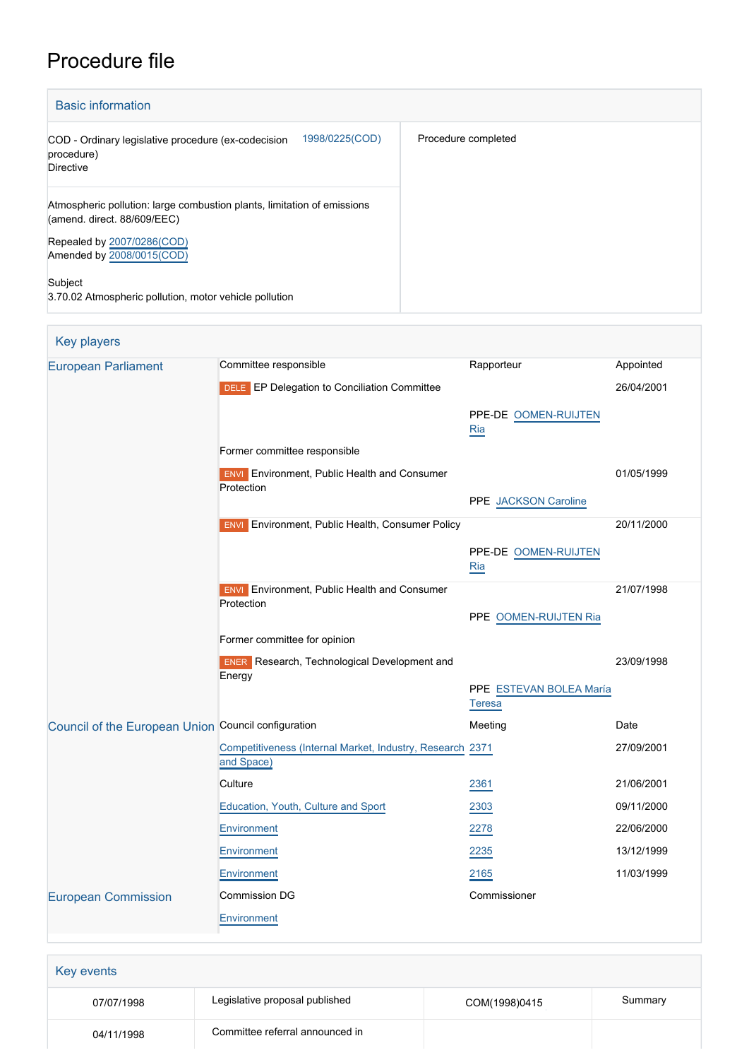# Procedure file

## Basic information

| | |
|---|---|
| COD - Ordinary legislative procedure (ex-codecision procedure)<br>Directive | 1998/0225(COD) |
| Atmospheric pollution: large combustion plants, limitation of emissions (amend. direct. 88/609/EEC)<br><br>Repealed by 2007/0286(COD)<br>Amended by 2008/0015(COD)<br><br>Subject<br>3.70.02 Atmospheric pollution, motor vehicle pollution | |

Procedure completed

## Key players

| | | | |
|---|---|---|---|
| European Parliament | Committee responsible | Rapporteur | Appointed |
| | DELE EP Delegation to Conciliation Committee | | 26/04/2001 |
| | | PPE-DE OOMEN-RUIJTEN Ria | |
| | Former committee responsible | | |
| | ENVI Environment, Public Health and Consumer Protection | | 01/05/1999 |
| | | PPE JACKSON Caroline | |
| | ENVI Environment, Public Health, Consumer Policy | | 20/11/2000 |
| | | PPE-DE OOMEN-RUIJTEN Ria | |
| | ENVI Environment, Public Health and Consumer Protection | | 21/07/1998 |
| | | PPE OOMEN-RUIJTEN Ria | |
| | Former committee for opinion | | |
| | ENER Research, Technological Development and Energy | | 23/09/1998 |
| | | PPE ESTEVAN BOLEA María Teresa | |
| Council of the European Union | Council configuration | Meeting | Date |
| | Competitiveness (Internal Market, Industry, Research and Space) | 2371 | 27/09/2001 |
| | Culture | 2361 | 21/06/2001 |
| | Education, Youth, Culture and Sport | 2303 | 09/11/2000 |
| | Environment | 2278 | 22/06/2000 |
| | Environment | 2235 | 13/12/1999 |
| | Environment | 2165 | 11/03/1999 |
| European Commission | Commission DG | Commissioner | |
| | Environment | | |

## Key events

| | | | |
|---|---|---|---|
| 07/07/1998 | Legislative proposal published | COM(1998)0415 | Summary |
| 04/11/1998 | Committee referral announced in | | |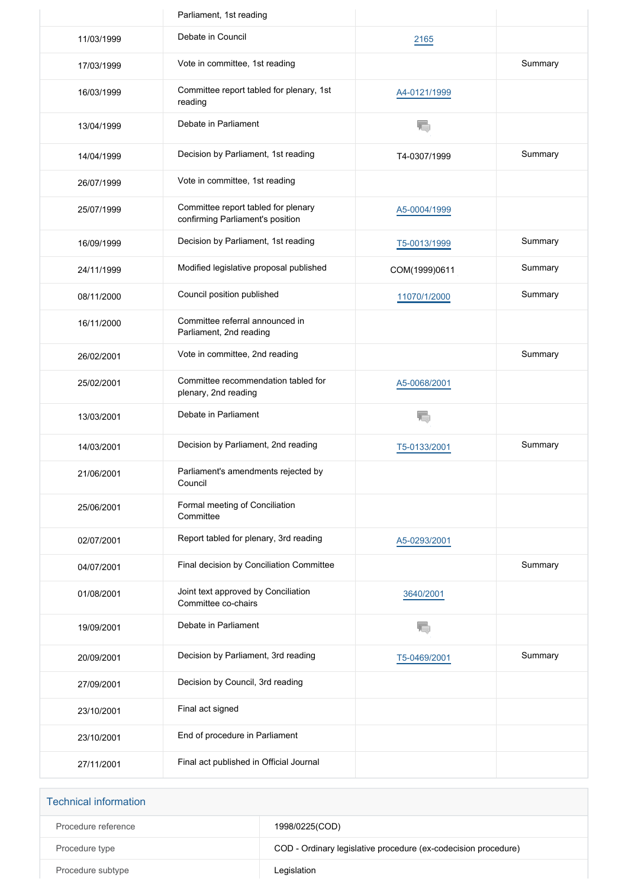| | | | |
|---|---|---|---|
| | Parliament, 1st reading | | |
| 11/03/1999 | Debate in Council | 2165 | |
| 17/03/1999 | Vote in committee, 1st reading | | Summary |
| 16/03/1999 | Committee report tabled for plenary, 1st reading | A4-0121/1999 | |
| 13/04/1999 | Debate in Parliament | | |
| 14/04/1999 | Decision by Parliament, 1st reading | T4-0307/1999 | Summary |
| 26/07/1999 | Vote in committee, 1st reading | | |
| 25/07/1999 | Committee report tabled for plenary confirming Parliament's position | A5-0004/1999 | |
| 16/09/1999 | Decision by Parliament, 1st reading | T5-0013/1999 | Summary |
| 24/11/1999 | Modified legislative proposal published | COM(1999)0611 | Summary |
| 08/11/2000 | Council position published | 11070/1/2000 | Summary |
| 16/11/2000 | Committee referral announced in Parliament, 2nd reading | | |
| 26/02/2001 | Vote in committee, 2nd reading | | Summary |
| 25/02/2001 | Committee recommendation tabled for plenary, 2nd reading | A5-0068/2001 | |
| 13/03/2001 | Debate in Parliament | | |
| 14/03/2001 | Decision by Parliament, 2nd reading | T5-0133/2001 | Summary |
| 21/06/2001 | Parliament's amendments rejected by Council | | |
| 25/06/2001 | Formal meeting of Conciliation Committee | | |
| 02/07/2001 | Report tabled for plenary, 3rd reading | A5-0293/2001 | |
| 04/07/2001 | Final decision by Conciliation Committee | | Summary |
| 01/08/2001 | Joint text approved by Conciliation Committee co-chairs | 3640/2001 | |
| 19/09/2001 | Debate in Parliament | | |
| 20/09/2001 | Decision by Parliament, 3rd reading | T5-0469/2001 | Summary |
| 27/09/2001 | Decision by Council, 3rd reading | | |
| 23/10/2001 | Final act signed | | |
| 23/10/2001 | End of procedure in Parliament | | |
| 27/11/2001 | Final act published in Official Journal | | |

## Technical information

| | |
|---|---|
| Procedure reference | 1998/0225(COD) |
| Procedure type | COD - Ordinary legislative procedure (ex-codecision procedure) |
| Procedure subtype | Legislation |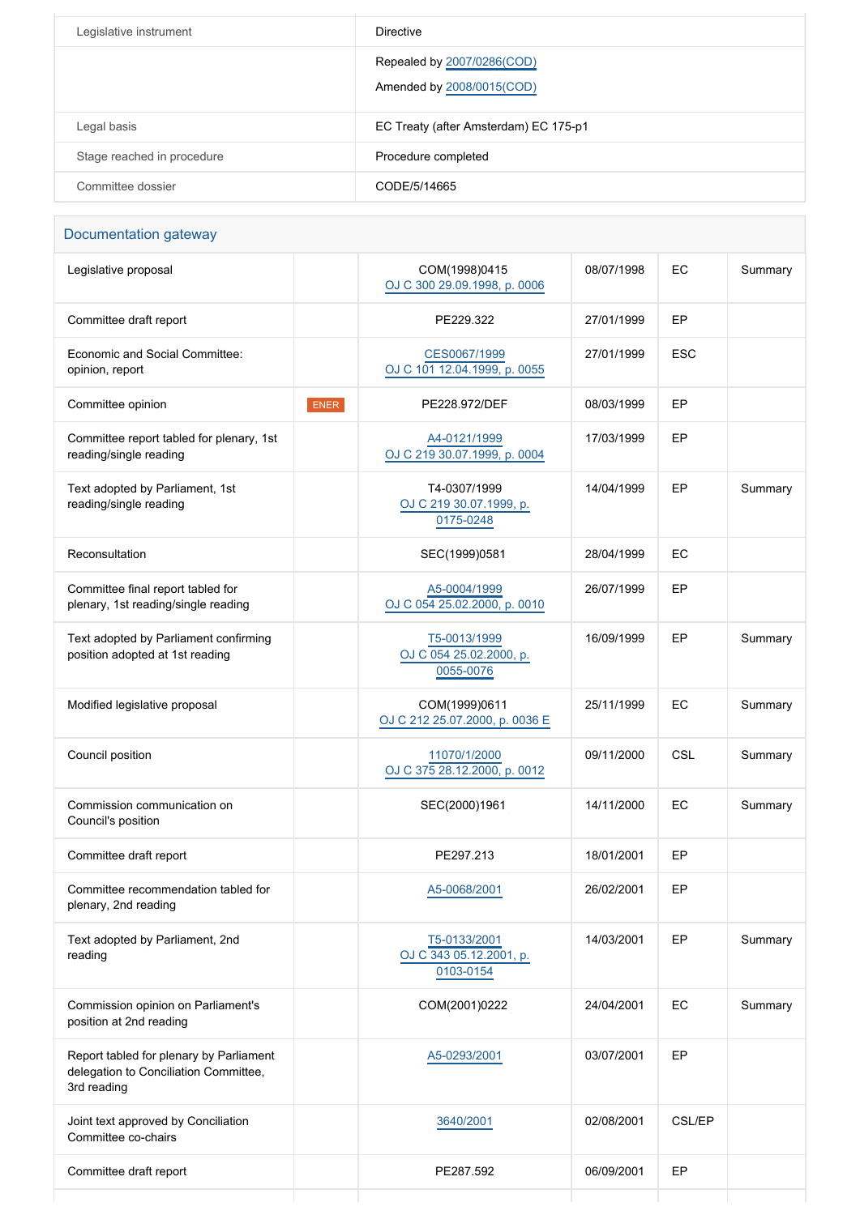| | |
|---|---|
| Legislative instrument | Directive |
| | Repealed by 2007/0286(COD)<br>Amended by 2008/0015(COD) |
| Legal basis | EC Treaty (after Amsterdam) EC 175-p1 |
| Stage reached in procedure | Procedure completed |
| Committee dossier | CODE/5/14665 |

## Documentation gateway

| | | | | | |
|---|---|---|---|---|---|
| Legislative proposal | | COM(1998)0415<br>OJ C 300 29.09.1998, p. 0006 | 08/07/1998 | EC | Summary |
| Committee draft report | | PE229.322 | 27/01/1999 | EP | |
| Economic and Social Committee: opinion, report | | CES0067/1999<br>OJ C 101 12.04.1999, p. 0055 | 27/01/1999 | ESC | |
| Committee opinion | ENER | PE228.972/DEF | 08/03/1999 | EP | |
| Committee report tabled for plenary, 1st reading/single reading | | A4-0121/1999<br>OJ C 219 30.07.1999, p. 0004 | 17/03/1999 | EP | |
| Text adopted by Parliament, 1st reading/single reading | | T4-0307/1999<br>OJ C 219 30.07.1999, p. 0175-0248 | 14/04/1999 | EP | Summary |
| Reconsultation | | SEC(1999)0581 | 28/04/1999 | EC | |
| Committee final report tabled for plenary, 1st reading/single reading | | A5-0004/1999<br>OJ C 054 25.02.2000, p. 0010 | 26/07/1999 | EP | |
| Text adopted by Parliament confirming position adopted at 1st reading | | T5-0013/1999<br>OJ C 054 25.02.2000, p. 0055-0076 | 16/09/1999 | EP | Summary |
| Modified legislative proposal | | COM(1999)0611<br>OJ C 212 25.07.2000, p. 0036 E | 25/11/1999 | EC | Summary |
| Council position | | 11070/1/2000<br>OJ C 375 28.12.2000, p. 0012 | 09/11/2000 | CSL | Summary |
| Commission communication on Council's position | | SEC(2000)1961 | 14/11/2000 | EC | Summary |
| Committee draft report | | PE297.213 | 18/01/2001 | EP | |
| Committee recommendation tabled for plenary, 2nd reading | | A5-0068/2001 | 26/02/2001 | EP | |
| Text adopted by Parliament, 2nd reading | | T5-0133/2001<br>OJ C 343 05.12.2001, p. 0103-0154 | 14/03/2001 | EP | Summary |
| Commission opinion on Parliament's position at 2nd reading | | COM(2001)0222 | 24/04/2001 | EC | Summary |
| Report tabled for plenary by Parliament delegation to Conciliation Committee, 3rd reading | | A5-0293/2001 | 03/07/2001 | EP | |
| Joint text approved by Conciliation Committee co-chairs | | 3640/2001 | 02/08/2001 | CSL/EP | |
| Committee draft report | | PE287.592 | 06/09/2001 | EP | |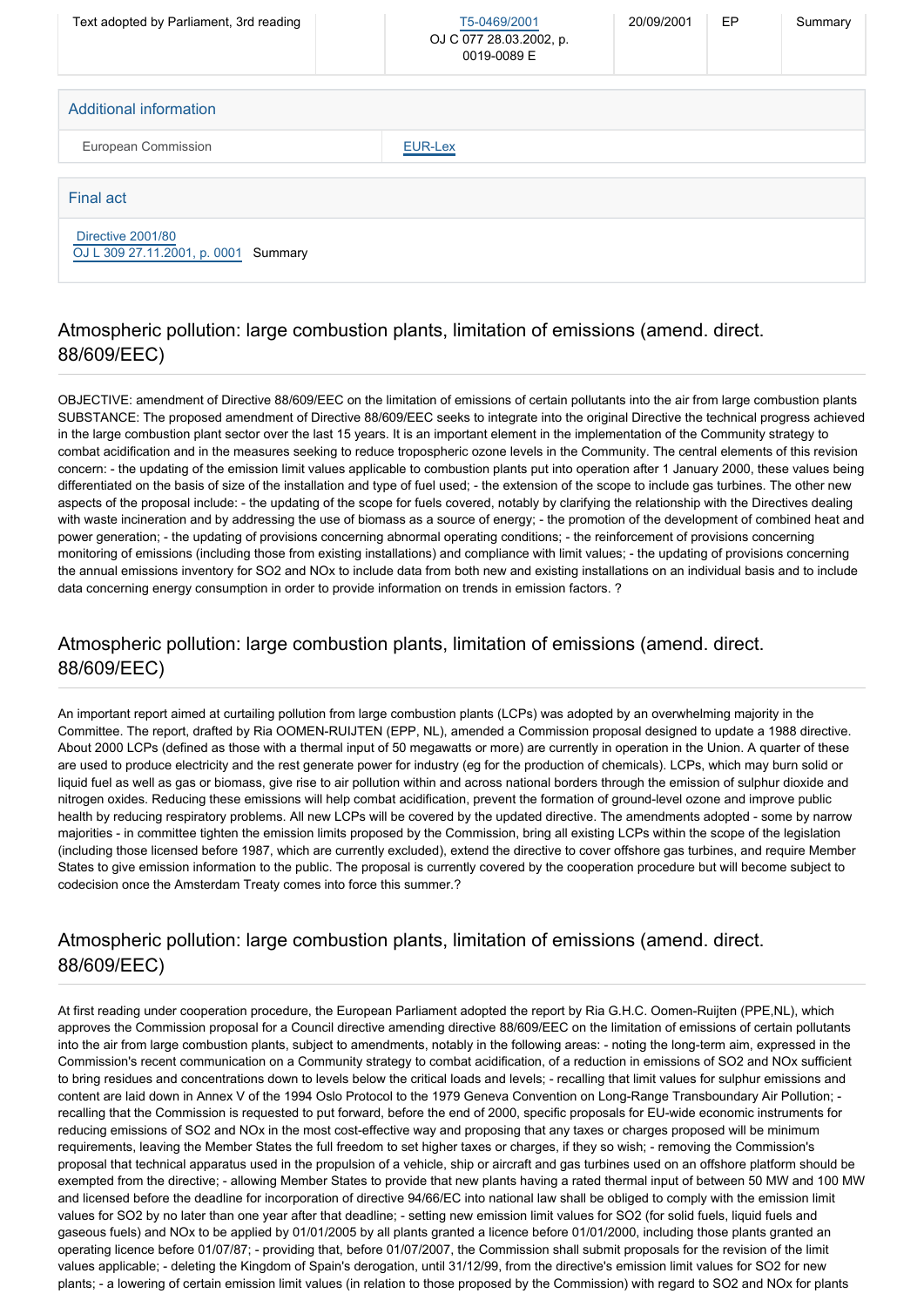| Text adopted by Parliament, 3rd reading | | T5-0469/2001 OJ C 077 28.03.2002, p. 0019-0089 E | 20/09/2001 | EP | Summary |
|---|---|---|---|---|---|

## Additional information

| European Commission | EUR-Lex |
|---|---|

## Final act

Directive 2001/80
OJ L 309 27.11.2001, p. 0001 Summary

## Atmospheric pollution: large combustion plants, limitation of emissions (amend. direct. 88/609/EEC)

OBJECTIVE: amendment of Directive 88/609/EEC on the limitation of emissions of certain pollutants into the air from large combustion plants SUBSTANCE: The proposed amendment of Directive 88/609/EEC seeks to integrate into the original Directive the technical progress achieved in the large combustion plant sector over the last 15 years. It is an important element in the implementation of the Community strategy to combat acidification and in the measures seeking to reduce tropospheric ozone levels in the Community. The central elements of this revision concern: - the updating of the emission limit values applicable to combustion plants put into operation after 1 January 2000, these values being differentiated on the basis of size of the installation and type of fuel used; - the extension of the scope to include gas turbines. The other new aspects of the proposal include: - the updating of the scope for fuels covered, notably by clarifying the relationship with the Directives dealing with waste incineration and by addressing the use of biomass as a source of energy; - the promotion of the development of combined heat and power generation; - the updating of provisions concerning abnormal operating conditions; - the reinforcement of provisions concerning monitoring of emissions (including those from existing installations) and compliance with limit values; - the updating of provisions concerning the annual emissions inventory for $SO_2$ and $NO_x$ to include data from both new and existing installations on an individual basis and to include data concerning energy consumption in order to provide information on trends in emission factors. ?

## Atmospheric pollution: large combustion plants, limitation of emissions (amend. direct. 88/609/EEC)

An important report aimed at curtailing pollution from large combustion plants (LCPs) was adopted by an overwhelming majority in the Committee. The report, drafted by Ria OOMEN-RUIJTEN (EPP, NL), amended a Commission proposal designed to update a 1988 directive. About 2000 LCPs (defined as those with a thermal input of 50 megawatts or more) are currently in operation in the Union. A quarter of these are used to produce electricity and the rest generate power for industry (eg for the production of chemicals). LCPs, which may burn solid or liquid fuel as well as gas or biomass, give rise to air pollution within and across national borders through the emission of sulphur dioxide and nitrogen oxides. Reducing these emissions will help combat acidification, prevent the formation of ground-level ozone and improve public health by reducing respiratory problems. All new LCPs will be covered by the updated directive. The amendments adopted - some by narrow majorities - in committee tighten the emission limits proposed by the Commission, bring all existing LCPs within the scope of the legislation (including those licensed before 1987, which are currently excluded), extend the directive to cover offshore gas turbines, and require Member States to give emission information to the public. The proposal is currently covered by the cooperation procedure but will become subject to codecision once the Amsterdam Treaty comes into force this summer.?

## Atmospheric pollution: large combustion plants, limitation of emissions (amend. direct. 88/609/EEC)

At first reading under cooperation procedure, the European Parliament adopted the report by Ria G.H.C. Oomen-Ruijten (PPE,NL), which approves the Commission proposal for a Council directive amending directive 88/609/EEC on the limitation of emissions of certain pollutants into the air from large combustion plants, subject to amendments, notably in the following areas: - noting the long-term aim, expressed in the Commission's recent communication on a Community strategy to combat acidification, of a reduction in emissions of $SO_2$ and $NO_x$ sufficient to bring residues and concentrations down to levels below the critical loads and levels; - recalling that limit values for sulphur emissions and content are laid down in Annex V of the 1994 Oslo Protocol to the 1979 Geneva Convention on Long-Range Transboundary Air Pollution; - recalling that the Commission is requested to put forward, before the end of 2000, specific proposals for EU-wide economic instruments for reducing emissions of $SO_2$ and $NO_x$ in the most cost-effective way and proposing that any taxes or charges proposed will be minimum requirements, leaving the Member States the full freedom to set higher taxes or charges, if they so wish; - removing the Commission's proposal that technical apparatus used in the propulsion of a vehicle, ship or aircraft and gas turbines used on an offshore platform should be exempted from the directive; - allowing Member States to provide that new plants having a rated thermal input of between 50 MW and 100 MW and licensed before the deadline for incorporation of directive 94/66/EC into national law shall be obliged to comply with the emission limit values for $SO_2$ by no later than one year after that deadline; - setting new emission limit values for $SO_2$ (for solid fuels, liquid fuels and gaseous fuels) and $NO_x$ to be applied by 01/01/2005 by all plants granted a licence before 01/01/2000, including those plants granted an operating licence before 01/07/87; - providing that, before 01/07/2007, the Commission shall submit proposals for the revision of the limit values applicable; - deleting the Kingdom of Spain's derogation, until 31/12/99, from the directive's emission limit values for $SO_2$ for new plants; - a lowering of certain emission limit values (in relation to those proposed by the Commission) with regard to $SO_2$ and $NO_x$ for plants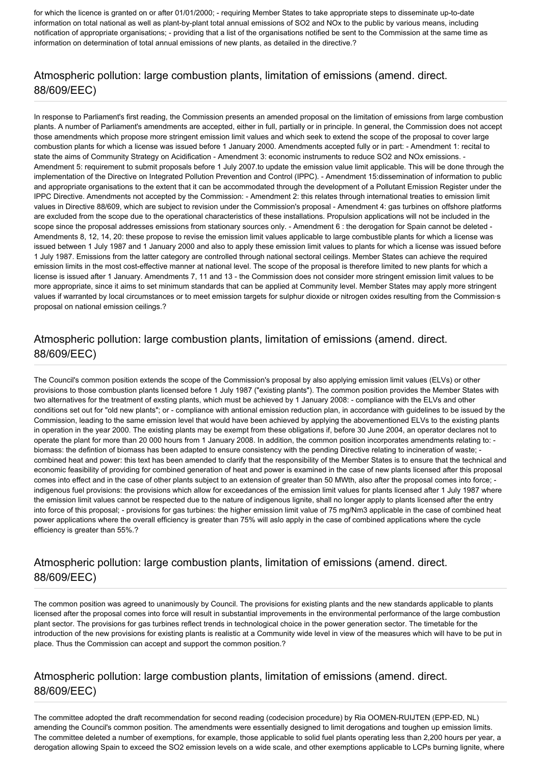for which the licence is granted on or after 01/01/2000; - requiring Member States to take appropriate steps to disseminate up-to-date information on total national as well as plant-by-plant total annual emissions of SO2 and NOx to the public by various means, including notification of appropriate organisations; - providing that a list of the organisations notified be sent to the Commission at the same time as information on determination of total annual emissions of new plants, as detailed in the directive.?

## Atmospheric pollution: large combustion plants, limitation of emissions (amend. direct. 88/609/EEC)

In response to Parliament's first reading, the Commission presents an amended proposal on the limitation of emissions from large combustion plants. A number of Parliament's amendments are accepted, either in full, partially or in principle. In general, the Commission does not accept those amendments which propose more stringent emission limit values and which seek to extend the scope of the proposal to cover large combustion plants for which a license was issued before 1 January 2000. Amendments accepted fully or in part: - Amendment 1: recital to state the aims of Community Strategy on Acidification - Amendment 3: economic instruments to reduce SO2 and NOx emissions. - Amendment 5: requirement to submit proposals before 1 July 2007.to update the emission value limit applicable. This will be done through the implementation of the Directive on Integrated Pollution Prevention and Control (IPPC). - Amendment 15:dissemination of information to public and appropriate organisations to the extent that it can be accommodated through the development of a Pollutant Emission Register under the IPPC Directive. Amendments not accepted by the Commission: - Amendment 2: this relates through international treaties to emission limit values in Directive 88/609, which are subject to revision under the Commission's proposal - Amendment 4: gas turbines on offshore platforms are excluded from the scope due to the operational characteristics of these installations. Propulsion applications will not be included in the scope since the proposal addresses emissions from stationary sources only. - Amendment 6 : the derogation for Spain cannot be deleted - Amendments 8, 12, 14, 20: these propose to revise the emission limit values applicable to large combustible plants for which a license was issued between 1 July 1987 and 1 January 2000 and also to apply these emission limit values to plants for which a license was issued before 1 July 1987. Emissions from the latter category are controlled through national sectoral ceilings. Member States can achieve the required emission limits in the most cost-effective manner at national level. The scope of the proposal is therefore limited to new plants for which a license is issued after 1 January. Amendments 7, 11 and 13 - the Commission does not consider more stringent emission limit values to be more appropriate, since it aims to set minimum standards that can be applied at Community level. Member States may apply more stringent values if warranted by local circumstances or to meet emission targets for sulphur dioxide or nitrogen oxides resulting from the Commission·s proposal on national emission ceilings.?

## Atmospheric pollution: large combustion plants, limitation of emissions (amend. direct. 88/609/EEC)

The Council's common position extends the scope of the Commission's proposal by also applying emission limit values (ELVs) or other provisions to those combustion plants licensed before 1 July 1987 ("existing plants"). The common position provides the Member States with two alternatives for the treatment of exsting plants, which must be achieved by 1 January 2008: - compliance with the ELVs and other conditions set out for "old new plants"; or - compliance with antional emission reduction plan, in accordance with guidelines to be issued by the Commission, leading to the same emission level that would have been achieved by applying the abovementioned ELVs to the existing plants in operation in the year 2000. The existing plants may be exempt from these obligations if, before 30 June 2004, an operator declares not to operate the plant for more than 20 000 hours from 1 January 2008. In addition, the common position incorporates amendments relating to: - biomass: the defintion of biomass has been adapted to ensure consistency with the pending Directive relating to incineration of waste; - combined heat and power: this text has been amended to clarify that the responsibility of the Member States is to ensure that the technical and economic feasibility of providing for combined generation of heat and power is examined in the case of new plants licensed after this proposal comes into effect and in the case of other plants subject to an extension of greater than 50 MWth, also after the proposal comes into force; - indigenous fuel provisions: the provisions which allow for exceedances of the emission limit values for plants licensed after 1 July 1987 where the emission limit values cannot be respected due to the nature of indigenous lignite, shall no longer apply to plants licensed after the entry into force of this proposal; - provisions for gas turbines: the higher emission limit value of 75 mg/Nm3 applicable in the case of combined heat power applications where the overall efficiency is greater than 75% will aslo apply in the case of combined applications where the cycle efficiency is greater than 55%.?

## Atmospheric pollution: large combustion plants, limitation of emissions (amend. direct. 88/609/EEC)

The common position was agreed to unanimously by Council. The provisions for existing plants and the new standards applicable to plants licensed after the proposal comes into force will result in substantial improvements in the environmental performance of the large combustion plant sector. The provisions for gas turbines reflect trends in technological choice in the power generation sector. The timetable for the introduction of the new provisions for existing plants is realistic at a Community wide level in view of the measures which will have to be put in place. Thus the Commission can accept and support the common position.?

## Atmospheric pollution: large combustion plants, limitation of emissions (amend. direct. 88/609/EEC)

The committee adopted the draft recommendation for second reading (codecision procedure) by Ria OOMEN-RUIJTEN (EPP-ED, NL) amending the Council's common position. The amendments were essentially designed to limit derogations and toughen up emission limits. The committee deleted a number of exemptions, for example, those applicable to solid fuel plants operating less than 2,200 hours per year, a derogation allowing Spain to exceed the SO2 emission levels on a wide scale, and other exemptions applicable to LCPs burning lignite, where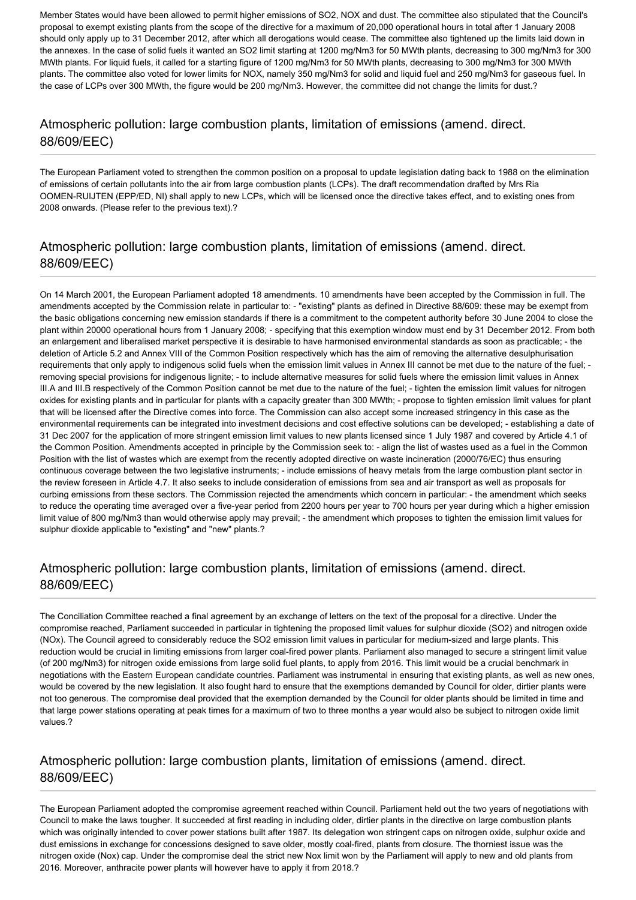Member States would have been allowed to permit higher emissions of $SO_2$, $NO_X$ and dust. The committee also stipulated that the Council's proposal to exempt existing plants from the scope of the directive for a maximum of 20,000 operational hours in total after 1 January 2008 should only apply up to 31 December 2012, after which all derogations would cease. The committee also tightened up the limits laid down in the annexes. In the case of solid fuels it wanted an $SO_2$ limit starting at 1200 mg/Nm3 for 50 MWth plants, decreasing to 300 mg/Nm3 for 300 MWth plants. For liquid fuels, it called for a starting figure of 1200 mg/Nm3 for 50 MWth plants, decreasing to 300 mg/Nm3 for 300 MWth plants. The committee also voted for lower limits for $NO_X$, namely 350 mg/Nm3 for solid and liquid fuel and 250 mg/Nm3 for gaseous fuel. In the case of LCPs over 300 MWth, the figure would be 200 mg/Nm3. However, the committee did not change the limits for dust.?

## Atmospheric pollution: large combustion plants, limitation of emissions (amend. direct. 88/609/EEC)

The European Parliament voted to strengthen the common position on a proposal to update legislation dating back to 1988 on the elimination of emissions of certain pollutants into the air from large combustion plants (LCPs). The draft recommendation drafted by Mrs Ria OOMEN-RUIJTEN (EPP/ED, NI) shall apply to new LCPs, which will be licensed once the directive takes effect, and to existing ones from 2008 onwards. (Please refer to the previous text).?

## Atmospheric pollution: large combustion plants, limitation of emissions (amend. direct. 88/609/EEC)

On 14 March 2001, the European Parliament adopted 18 amendments. 10 amendments have been accepted by the Commission in full. The amendments accepted by the Commission relate in particular to: - "existing" plants as defined in Directive 88/609: these may be exempt from the basic obligations concerning new emission standards if there is a commitment to the competent authority before 30 June 2004 to close the plant within 20000 operational hours from 1 January 2008; - specifying that this exemption window must end by 31 December 2012. From both an enlargement and liberalised market perspective it is desirable to have harmonised environmental standards as soon as practicable; - the deletion of Article 5.2 and Annex VIII of the Common Position respectively which has the aim of removing the alternative desulphurisation requirements that only apply to indigenous solid fuels when the emission limit values in Annex III cannot be met due to the nature of the fuel; - removing special provisions for indigenous lignite; - to include alternative measures for solid fuels where the emission limit values in Annex III.A and III.B respectively of the Common Position cannot be met due to the nature of the fuel; - tighten the emission limit values for nitrogen oxides for existing plants and in particular for plants with a capacity greater than 300 MWth; - propose to tighten emission limit values for plant that will be licensed after the Directive comes into force. The Commission can also accept some increased stringency in this case as the environmental requirements can be integrated into investment decisions and cost effective solutions can be developed; - establishing a date of 31 Dec 2007 for the application of more stringent emission limit values to new plants licensed since 1 July 1987 and covered by Article 4.1 of the Common Position. Amendments accepted in principle by the Commission seek to: - align the list of wastes used as a fuel in the Common Position with the list of wastes which are exempt from the recently adopted directive on waste incineration (2000/76/EC) thus ensuring continuous coverage between the two legislative instruments; - include emissions of heavy metals from the large combustion plant sector in the review foreseen in Article 4.7. It also seeks to include consideration of emissions from sea and air transport as well as proposals for curbing emissions from these sectors. The Commission rejected the amendments which concern in particular: - the amendment which seeks to reduce the operating time averaged over a five-year period from 2200 hours per year to 700 hours per year during which a higher emission limit value of 800 mg/Nm3 than would otherwise apply may prevail; - the amendment which proposes to tighten the emission limit values for sulphur dioxide applicable to "existing" and "new" plants.?

## Atmospheric pollution: large combustion plants, limitation of emissions (amend. direct. 88/609/EEC)

The Conciliation Committee reached a final agreement by an exchange of letters on the text of the proposal for a directive. Under the compromise reached, Parliament succeeded in particular in tightening the proposed limit values for sulphur dioxide ($SO_2$) and nitrogen oxide ($NO_x$). The Council agreed to considerably reduce the $SO_2$ emission limit values in particular for medium-sized and large plants. This reduction would be crucial in limiting emissions from larger coal-fired power plants. Parliament also managed to secure a stringent limit value (of 200 mg/Nm3) for nitrogen oxide emissions from large solid fuel plants, to apply from 2016. This limit would be a crucial benchmark in negotiations with the Eastern European candidate countries. Parliament was instrumental in ensuring that existing plants, as well as new ones, would be covered by the new legislation. It also fought hard to ensure that the exemptions demanded by Council for older, dirtier plants were not too generous. The compromise deal provided that the exemption demanded by the Council for older plants should be limited in time and that large power stations operating at peak times for a maximum of two to three months a year would also be subject to nitrogen oxide limit values.?

## Atmospheric pollution: large combustion plants, limitation of emissions (amend. direct. 88/609/EEC)

The European Parliament adopted the compromise agreement reached within Council. Parliament held out the two years of negotiations with Council to make the laws tougher. It succeeded at first reading in including older, dirtier plants in the directive on large combustion plants which was originally intended to cover power stations built after 1987. Its delegation won stringent caps on nitrogen oxide, sulphur oxide and dust emissions in exchange for concessions designed to save older, mostly coal-fired, plants from closure. The thorniest issue was the nitrogen oxide (Nox) cap. Under the compromise deal the strict new Nox limit won by the Parliament will apply to new and old plants from 2016. Moreover, anthracite power plants will however have to apply it from 2018.?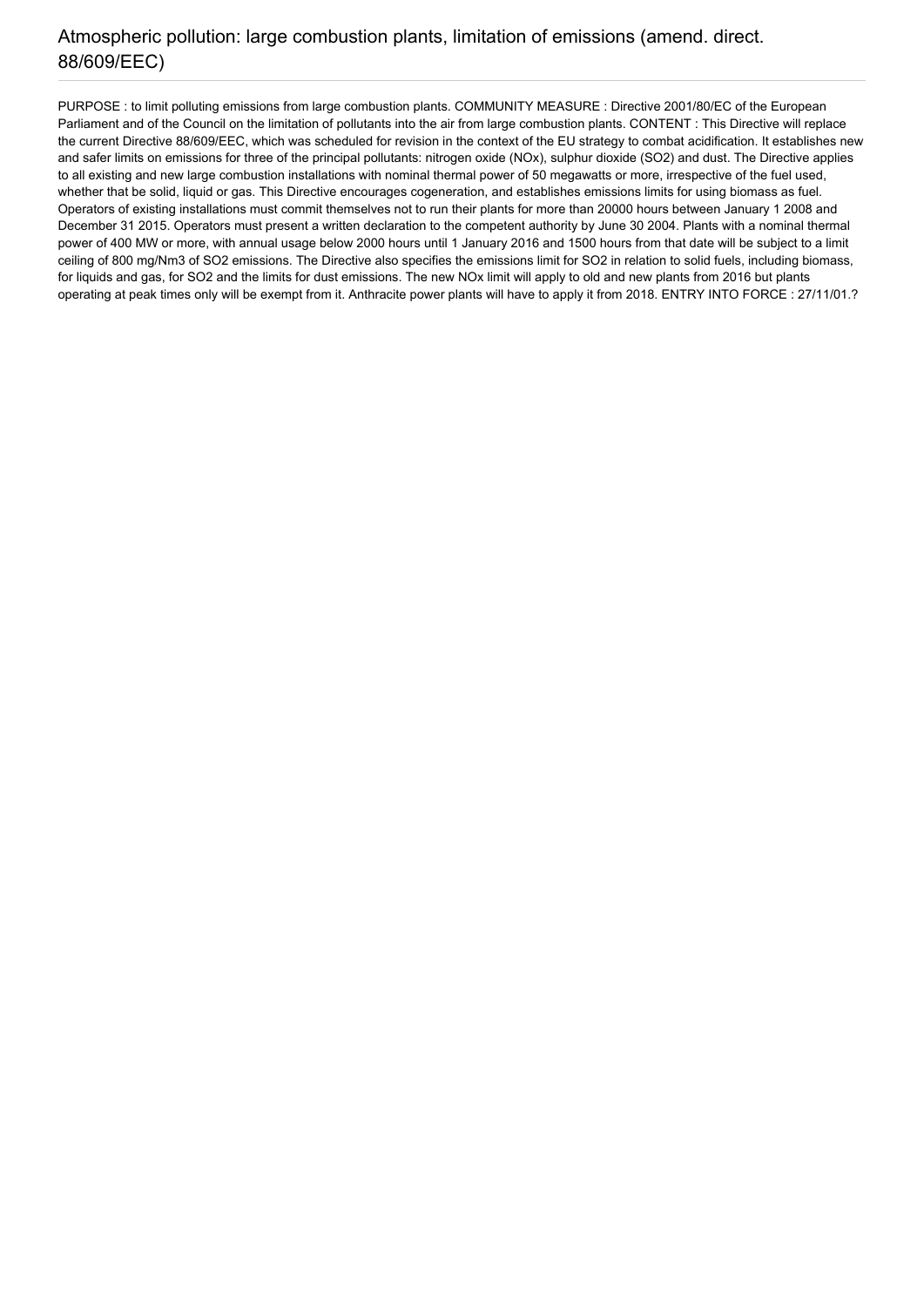# Atmospheric pollution: large combustion plants, limitation of emissions (amend. direct. 88/609/EEC)

PURPOSE : to limit polluting emissions from large combustion plants. COMMUNITY MEASURE : Directive 2001/80/EC of the European Parliament and of the Council on the limitation of pollutants into the air from large combustion plants. CONTENT : This Directive will replace the current Directive 88/609/EEC, which was scheduled for revision in the context of the EU strategy to combat acidification. It establishes new and safer limits on emissions for three of the principal pollutants: nitrogen oxide (NOx), sulphur dioxide ($SO_2$) and dust. The Directive applies to all existing and new large combustion installations with nominal thermal power of 50 megawatts or more, irrespective of the fuel used, whether that be solid, liquid or gas. This Directive encourages cogeneration, and establishes emissions limits for using biomass as fuel. Operators of existing installations must commit themselves not to run their plants for more than 20000 hours between January 1 2008 and December 31 2015. Operators must present a written declaration to the competent authority by June 30 2004. Plants with a nominal thermal power of 400 MW or more, with annual usage below 2000 hours until 1 January 2016 and 1500 hours from that date will be subject to a limit ceiling of 800 mg/Nm3 of $SO_2$ emissions. The Directive also specifies the emissions limit for $SO_2$ in relation to solid fuels, including biomass, for liquids and gas, for $SO_2$ and the limits for dust emissions. The new NOx limit will apply to old and new plants from 2016 but plants operating at peak times only will be exempt from it. Anthracite power plants will have to apply it from 2018. ENTRY INTO FORCE : 27/11/01.?